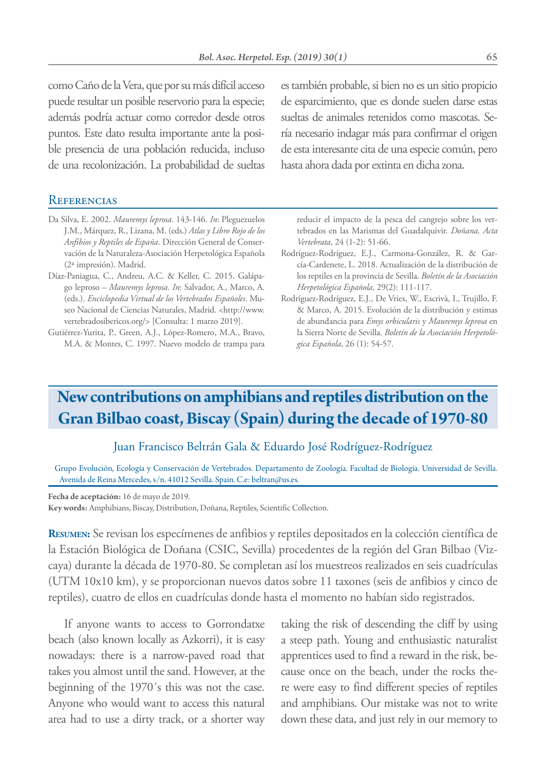como Caño de la Vera, que por su más difícil acceso puede resultar un posible reservorio para la especie; además podría actuar como corredor desde otros puntos. Este dato resulta importante ante la posible presencia de una población reducida, incluso de una recolonización. La probabilidad de sueltas es también probable, si bien no es un sitio propicio de esparcimiento, que es donde suelen darse estas sueltas de animales retenidos como mascotas. Sería necesario indagar más para confirmar el origen de esta interesante cita de una especie común, pero hasta ahora dada por extinta en dicha zona.

## Referencias

Da Silva, E. 2002. *Mauremys leprosa*. 143-146. *In*: Pleguezuelos J.M., Márquez, R., Lizana, M. (eds.) *Atlas y Libro Rojo de los Anfibios y Reptiles de España*. Dirección General de Conservación de la Naturaleza-Asociación Herpetológica Española (2ª impresión). Madrid.

Díaz-Paniagua, C., Andreu, A.C. & Keller, C. 2015. Galápago leproso – *Mauremys leprosa*. *In*: Salvador, A., Marco, A. (eds.). *Enciclopedia Virtual de los Vertebrados Españoles*. Museo Nacional de Ciencias Naturales, Madrid. <http://www.vertebradosibericos.org/> [Consulta: 1 marzo 2019].

Gutiérrez-Yurita, P., Green, A.J., López-Romero, M.A., Bravo, M.A. & Montes, C. 1997. Nuevo modelo de trampa para reducir el impacto de la pesca del cangrejo sobre los vertebrados en las Marismas del Guadalquivir. *Doñana, Acta Vertebrata*, 24 (1-2): 51-66.

Rodríguez-Rodríguez, E.J., Carmona-González, R. & García-Cardenete, L. 2018. Actualización de la distribución de los reptiles en la provincia de Sevilla. *Boletín de la Asociación Herpetológica Española*, 29(2): 111-117.

Rodríguez-Rodríguez, E.J., De Vries, W., Escrivà, I., Trujillo, F. & Marco, A. 2015. Evolución de la distribución y estimas de abundancia para *Emys orbicularis* y *Mauremys leprosa* en la Sierra Norte de Sevilla. *Boletín de la Asociación Herpetológica Española*, 26 (1): 54-57.

# New contributions on amphibians and reptiles distribution on the Gran Bilbao coast, Biscay (Spain) during the decade of 1970-80

Juan Francisco Beltrán Gala & Eduardo José Rodríguez-Rodríguez

Grupo Evolución, Ecología y Conservación de Vertebrados. Departamento de Zoología. Facultad de Biología. Universidad de Sevilla. Avenida de Reina Mercedes, s/n. 41012 Sevilla. Spain. C.e: beltran@us.es.

**Fecha de aceptación:** 16 de mayo de 2019.
**Key words:** Amphibians, Biscay, Distribution, Doñana, Reptiles, Scientific Collection.

**Resumen:** Se revisan los especímenes de anfibios y reptiles depositados en la colección científica de la Estación Biológica de Doñana (CSIC, Sevilla) procedentes de la región del Gran Bilbao (Vizcaya) durante la década de 1970-80. Se completan así los muestreos realizados en seis cuadrículas (UTM 10x10 km), y se proporcionan nuevos datos sobre 11 taxones (seis de anfibios y cinco de reptiles), cuatro de ellos en cuadrículas donde hasta el momento no habían sido registrados.

If anyone wants to access to Gorrondatxe beach (also known locally as Azkorri), it is easy nowadays: there is a narrow-paved road that takes you almost until the sand. However, at the beginning of the 1970´s this was not the case. Anyone who would want to access this natural area had to use a dirty track, or a shorter way taking the risk of descending the cliff by using a steep path. Young and enthusiastic naturalist apprentices used to find a reward in the risk, because once on the beach, under the rocks there were easy to find different species of reptiles and amphibians. Our mistake was not to write down these data, and just rely in our memory to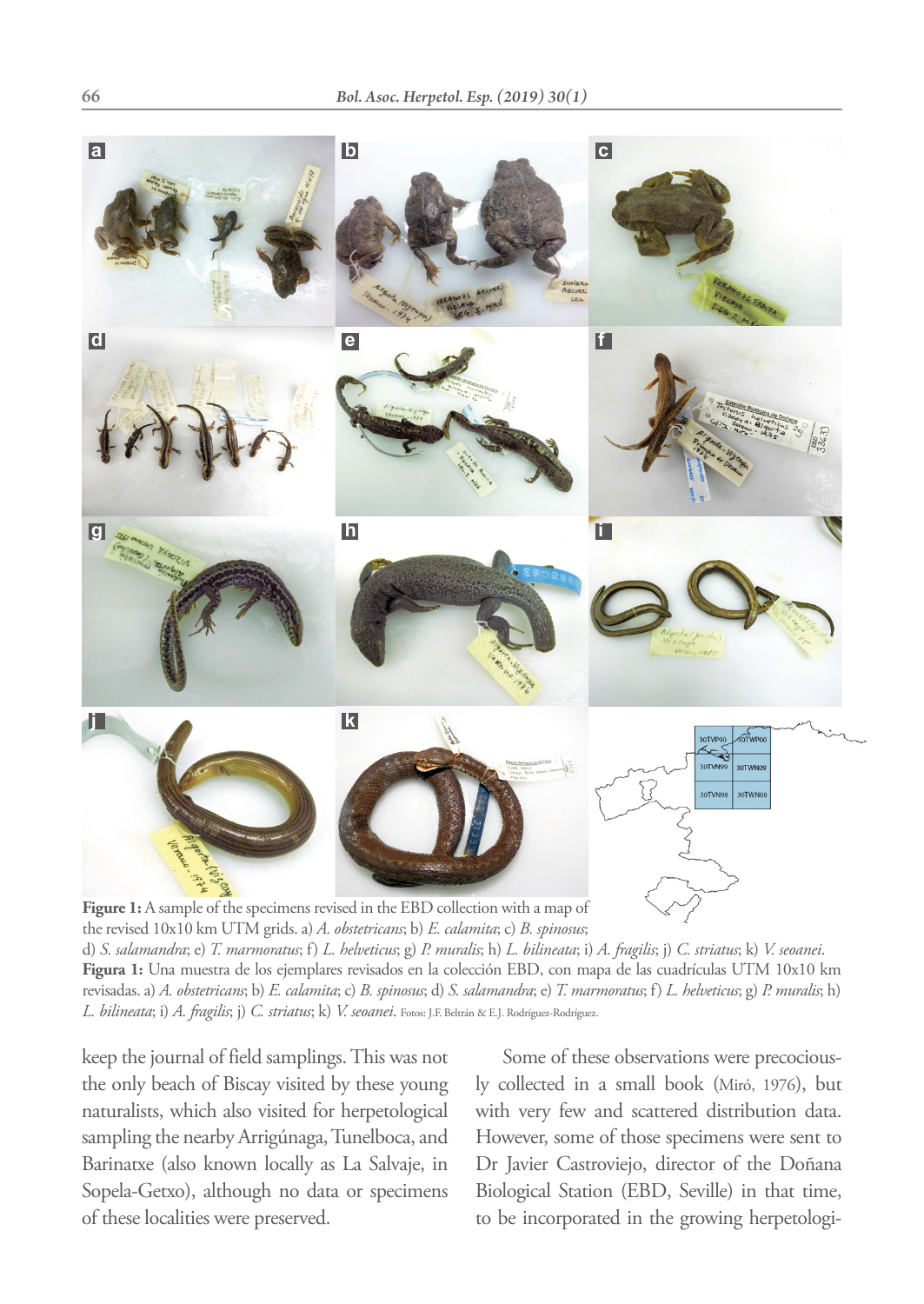**Figure 1:** A sample of the specimens revised in the EBD collection with a map of the revised 10x10 km UTM grids. a) *A. obstetricans*; b) *E. calamita*; c) *B. spinosus*; d) *S. salamandra*; e) *T. marmoratus*; f) *L. helveticus*; g) *P. muralis*; h) *L. bilineata*; i) *A. fragilis*; j) *C. striatus*; k) *V. seoanei*.

**Figura 1:** Una muestra de los ejemplares revisados en la colección EBD, con mapa de las cuadrículas UTM 10x10 km revisadas. a) *A. obstetricans*; b) *E. calamita*; c) *B. spinosus*; d) *S. salamandra*; e) *T. marmoratus*; f) *L. helveticus*; g) *P. muralis*; h) *L. bilineata*; i) *A. fragilis*; j) *C. striatus*; k) *V. seoanei*. Fotos: J.F. Beltrán & E.J. Rodríguez-Rodríguez.

keep the journal of field samplings. This was not the only beach of Biscay visited by these young naturalists, which also visited for herpetological sampling the nearby Arrigúnaga, Tunelboca, and Barinatxe (also known locally as La Salvaje, in Sopela-Getxo), although no data or specimens of these localities were preserved.

Some of these observations were precociously collected in a small book (Miró, 1976), but with very few and scattered distribution data. However, some of those specimens were sent to Dr Javier Castroviejo, director of the Doñana Biological Station (EBD, Seville) in that time, to be incorporated in the growing herpetologi-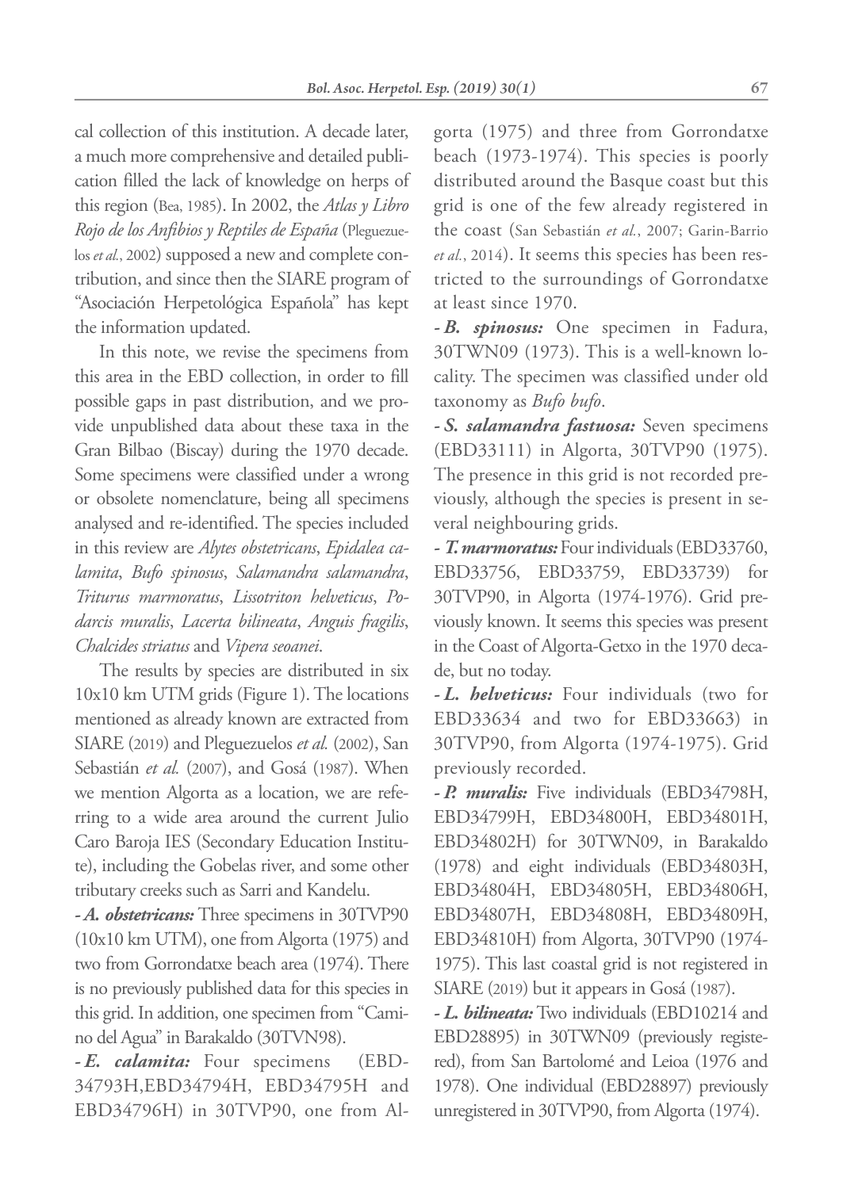cal collection of this institution. A decade later, a much more comprehensive and detailed publication filled the lack of knowledge on herps of this region (Bea, 1985). In 2002, the *Atlas y Libro Rojo de los Anfibios y Reptiles de España* (Pleguezuelos *et al.*, 2002) supposed a new and complete contribution, and since then the SIARE program of "Asociación Herpetológica Española" has kept the information updated.

In this note, we revise the specimens from this area in the EBD collection, in order to fill possible gaps in past distribution, and we provide unpublished data about these taxa in the Gran Bilbao (Biscay) during the 1970 decade. Some specimens were classified under a wrong or obsolete nomenclature, being all specimens analysed and re-identified. The species included in this review are *Alytes obstetricans*, *Epidalea calamita*, *Bufo spinosus*, *Salamandra salamandra*, *Triturus marmoratus*, *Lissotriton helveticus*, *Podarcis muralis*, *Lacerta bilineata*, *Anguis fragilis*, *Chalcides striatus* and *Vipera seoanei*.

The results by species are distributed in six 10x10 km UTM grids (Figure 1). The locations mentioned as already known are extracted from SIARE (2019) and Pleguezuelos *et al.* (2002), San Sebastián *et al.* (2007), and Gosá (1987). When we mention Algorta as a location, we are referring to a wide area around the current Julio Caro Baroja IES (Secondary Education Institute), including the Gobelas river, and some other tributary creeks such as Sarri and Kandelu.

**- *A. obstetricans:*** Three specimens in 30TVP90 (10x10 km UTM), one from Algorta (1975) and two from Gorrondatxe beach area (1974). There is no previously published data for this species in this grid. In addition, one specimen from "Camino del Agua" in Barakaldo (30TVN98).

**- *E. calamita:*** Four specimens (EBD-34793H,EBD34794H, EBD34795H and EBD34796H) in 30TVP90, one from Algorta (1975) and three from Gorrondatxe beach (1973-1974). This species is poorly distributed around the Basque coast but this grid is one of the few already registered in the coast (San Sebastián *et al.*, 2007; Garin-Barrio *et al.*, 2014). It seems this species has been restricted to the surroundings of Gorrondatxe at least since 1970.

**- *B. spinosus:*** One specimen in Fadura, 30TWN09 (1973). This is a well-known locality. The specimen was classified under old taxonomy as *Bufo bufo*.

**- *S. salamandra fastuosa:*** Seven specimens (EBD33111) in Algorta, 30TVP90 (1975). The presence in this grid is not recorded previously, although the species is present in several neighbouring grids.

**- *T. marmoratus:*** Four individuals (EBD33760, EBD33756, EBD33759, EBD33739) for 30TVP90, in Algorta (1974-1976). Grid previously known. It seems this species was present in the Coast of Algorta-Getxo in the 1970 decade, but no today.

**- *L. helveticus:*** Four individuals (two for EBD33634 and two for EBD33663) in 30TVP90, from Algorta (1974-1975). Grid previously recorded.

**- *P. muralis:*** Five individuals (EBD34798H, EBD34799H, EBD34800H, EBD34801H, EBD34802H) for 30TWN09, in Barakaldo (1978) and eight individuals (EBD34803H, EBD34804H, EBD34805H, EBD34806H, EBD34807H, EBD34808H, EBD34809H, EBD34810H) from Algorta, 30TVP90 (1974-1975). This last coastal grid is not registered in SIARE (2019) but it appears in Gosá (1987).

**- *L. bilineata:*** Two individuals (EBD10214 and EBD28895) in 30TWN09 (previously registered), from San Bartolomé and Leioa (1976 and 1978). One individual (EBD28897) previously unregistered in 30TVP90, from Algorta (1974).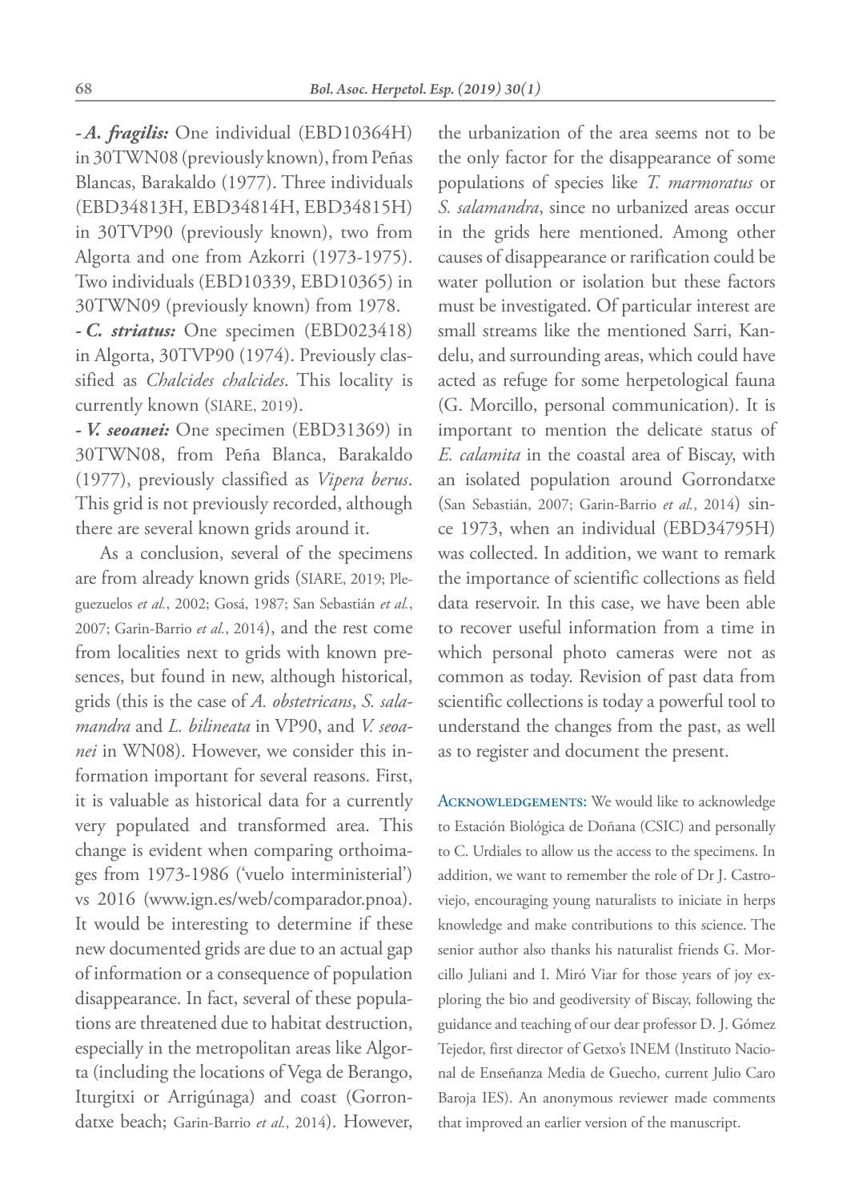- ***A. fragilis:*** One individual (EBD10364H) in 30TWN08 (previously known), from Peñas Blancas, Barakaldo (1977). Three individuals (EBD34813H, EBD34814H, EBD34815H) in 30TVP90 (previously known), two from Algorta and one from Azkorri (1973-1975). Two individuals (EBD10339, EBD10365) in 30TWN09 (previously known) from 1978.

- ***C. striatus:*** One specimen (EBD023418) in Algorta, 30TVP90 (1974). Previously classified as *Chalcides chalcides*. This locality is currently known (SIARE, 2019).

- ***V. seoanei:*** One specimen (EBD31369) in 30TWN08, from Peña Blanca, Barakaldo (1977), previously classified as *Vipera berus*. This grid is not previously recorded, although there are several known grids around it.

As a conclusion, several of the specimens are from already known grids (SIARE, 2019; Pleguezuelos *et al.*, 2002; Gosá, 1987; San Sebastián *et al.*, 2007; Garin-Barrio *et al.*, 2014), and the rest come from localities next to grids with known presences, but found in new, although historical, grids (this is the case of *A. obstetricans*, *S. salamandra* and *L. bilineata* in VP90, and *V. seoanei* in WN08). However, we consider this information important for several reasons. First, it is valuable as historical data for a currently very populated and transformed area. This change is evident when comparing orthoimages from 1973-1986 ('vuelo interministerial') vs 2016 (www.ign.es/web/comparador.pnoa). It would be interesting to determine if these new documented grids are due to an actual gap of information or a consequence of population disappearance. In fact, several of these populations are threatened due to habitat destruction, especially in the metropolitan areas like Algorta (including the locations of Vega de Berango, Iturgitxi or Arrigúnaga) and coast (Gorrondatxe beach; Garin-Barrio *et al.*, 2014). However, the urbanization of the area seems not to be the only factor for the disappearance of some populations of species like *T. marmoratus* or *S. salamandra*, since no urbanized areas occur in the grids here mentioned. Among other causes of disappearance or rarification could be water pollution or isolation but these factors must be investigated. Of particular interest are small streams like the mentioned Sarri, Kandelu, and surrounding areas, which could have acted as refuge for some herpetological fauna (G. Morcillo, personal communication). It is important to mention the delicate status of *E. calamita* in the coastal area of Biscay, with an isolated population around Gorrondatxe (San Sebastián, 2007; Garin-Barrio *et al.*, 2014) since 1973, when an individual (EBD34795H) was collected. In addition, we want to remark the importance of scientific collections as field data reservoir. In this case, we have been able to recover useful information from a time in which personal photo cameras were not as common as today. Revision of past data from scientific collections is today a powerful tool to understand the changes from the past, as well as to register and document the present.

**Acknowledgements:** We would like to acknowledge to Estación Biológica de Doñana (CSIC) and personally to C. Urdiales to allow us the access to the specimens. In addition, we want to remember the role of Dr J. Castroviejo, encouraging young naturalists to iniciate in herps knowledge and make contributions to this science. The senior author also thanks his naturalist friends G. Morcillo Juliani and I. Miró Viar for those years of joy exploring the bio and geodiversity of Biscay, following the guidance and teaching of our dear professor D. J. Gómez Tejedor, first director of Getxo's INEM (Instituto Nacional de Enseñanza Media de Guecho, current Julio Caro Baroja IES). An anonymous reviewer made comments that improved an earlier version of the manuscript.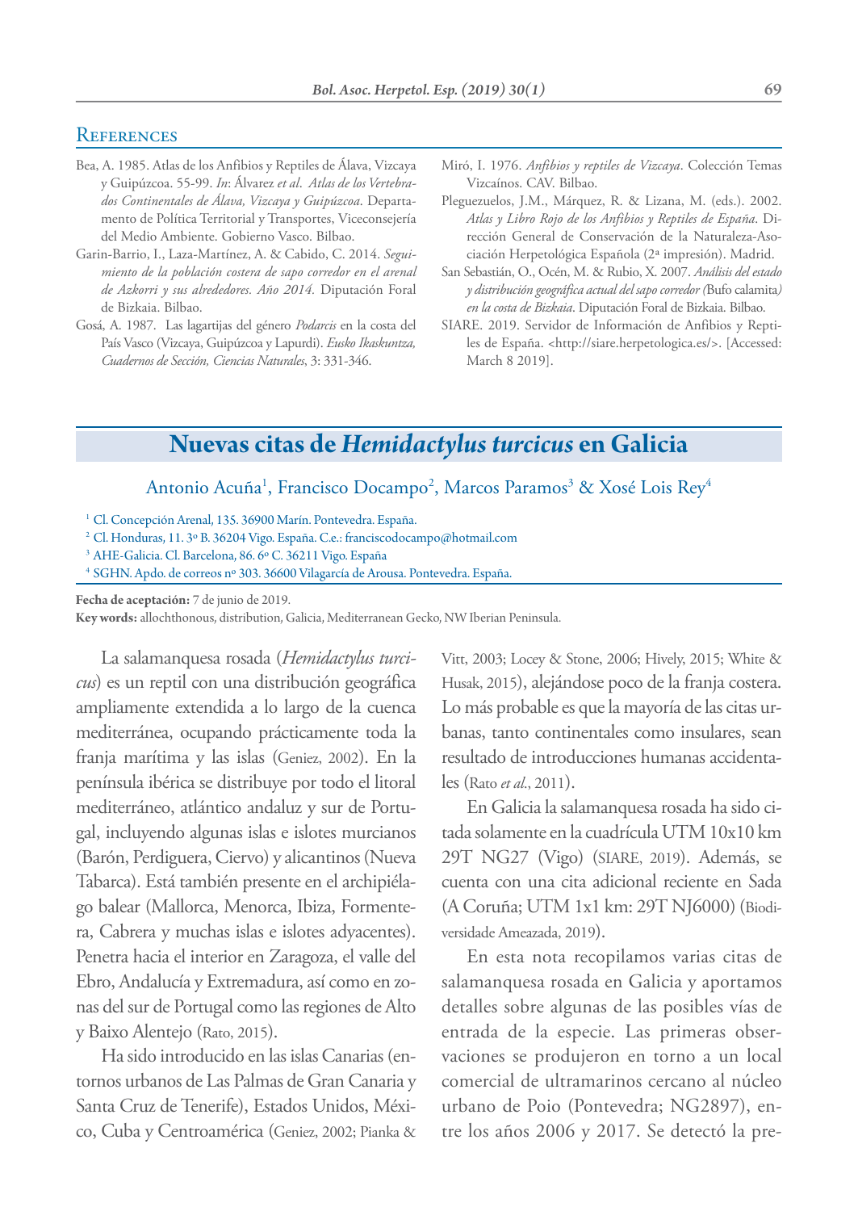## References

Bea, A. 1985. Atlas de los Anfibios y Reptiles de Álava, Vizcaya y Guipúzcoa. 55-99. *In*: Álvarez *et al. Atlas de los Vertebrados Continentales de Álava, Vizcaya y Guipúzcoa*. Departamento de Política Territorial y Transportes, Viceconsejería del Medio Ambiente. Gobierno Vasco. Bilbao.

Garin-Barrio, I., Laza-Martínez, A. & Cabido, C. 2014. *Seguimiento de la población costera de sapo corredor en el arenal de Azkorri y sus alrededores. Año 2014.* Diputación Foral de Bizkaia. Bilbao.

Gosá, A. 1987. Las lagartijas del género *Podarcis* en la costa del País Vasco (Vizcaya, Guipúzcoa y Lapurdi). *Eusko Ikaskuntza, Cuadernos de Sección, Ciencias Naturales*, 3: 331-346.

Miró, I. 1976. *Anfibios y reptiles de Vizcaya*. Colección Temas Vizcaínos. CAV. Bilbao.

Pleguezuelos, J.M., Márquez, R. & Lizana, M. (eds.). 2002. *Atlas y Libro Rojo de los Anfibios y Reptiles de España*. Dirección General de Conservación de la Naturaleza-Asociación Herpetológica Española (2ª impresión). Madrid.

San Sebastián, O., Océn, M. & Rubio, X. 2007. *Análisis del estado y distribución geográfica actual del sapo corredor (*Bufo calamita*) en la costa de Bizkaia*. Diputación Foral de Bizkaia. Bilbao.

SIARE. 2019. Servidor de Información de Anfibios y Reptiles de España. <http://siare.herpetologica.es/>. [Accessed: March 8 2019].

# Nuevas citas de *Hemidactylus turcicus* en Galicia

Antonio Acuña[1], Francisco Docampo[2], Marcos Paramos[3] & Xosé Lois Rey[4]

[1] Cl. Concepción Arenal, 135. 36900 Marín. Pontevedra. España.

[2] Cl. Honduras, 11. 3º B. 36204 Vigo. España. C.e.: franciscodocampo@hotmail.com

[3] AHE-Galicia. Cl. Barcelona, 86. 6º C. 36211 Vigo. España

[4] SGHN. Apdo. de correos nº 303. 36600 Vilagarcía de Arousa. Pontevedra. España.

**Fecha de aceptación:** 7 de junio de 2019.

**Key words:** allochthonous, distribution, Galicia, Mediterranean Gecko, NW Iberian Peninsula.

La salamanquesa rosada (*Hemidactylus turcicus*) es un reptil con una distribución geográfica ampliamente extendida a lo largo de la cuenca mediterránea, ocupando prácticamente toda la franja marítima y las islas (Geniez, 2002). En la península ibérica se distribuye por todo el litoral mediterráneo, atlántico andaluz y sur de Portugal, incluyendo algunas islas e islotes murcianos (Barón, Perdiguera, Ciervo) y alicantinos (Nueva Tabarca). Está también presente en el archipiélago balear (Mallorca, Menorca, Ibiza, Formentera, Cabrera y muchas islas e islotes adyacentes). Penetra hacia el interior en Zaragoza, el valle del Ebro, Andalucía y Extremadura, así como en zonas del sur de Portugal como las regiones de Alto y Baixo Alentejo (Rato, 2015).

Ha sido introducido en las islas Canarias (entornos urbanos de Las Palmas de Gran Canaria y Santa Cruz de Tenerife), Estados Unidos, México, Cuba y Centroamérica (Geniez, 2002; Pianka & Vitt, 2003; Locey & Stone, 2006; Hively, 2015; White & Husak, 2015), alejándose poco de la franja costera. Lo más probable es que la mayoría de las citas urbanas, tanto continentales como insulares, sean resultado de introducciones humanas accidentales (Rato *et al*., 2011).

En Galicia la salamanquesa rosada ha sido citada solamente en la cuadrícula UTM 10x10 km 29T NG27 (Vigo) (SIARE, 2019). Además, se cuenta con una cita adicional reciente en Sada (A Coruña; UTM 1x1 km: 29T NJ6000) (Biodiversidade Ameazada, 2019).

En esta nota recopilamos varias citas de salamanquesa rosada en Galicia y aportamos detalles sobre algunas de las posibles vías de entrada de la especie. Las primeras observaciones se produjeron en torno a un local comercial de ultramarinos cercano al núcleo urbano de Poio (Pontevedra; NG2897), entre los años 2006 y 2017. Se detectó la pre-